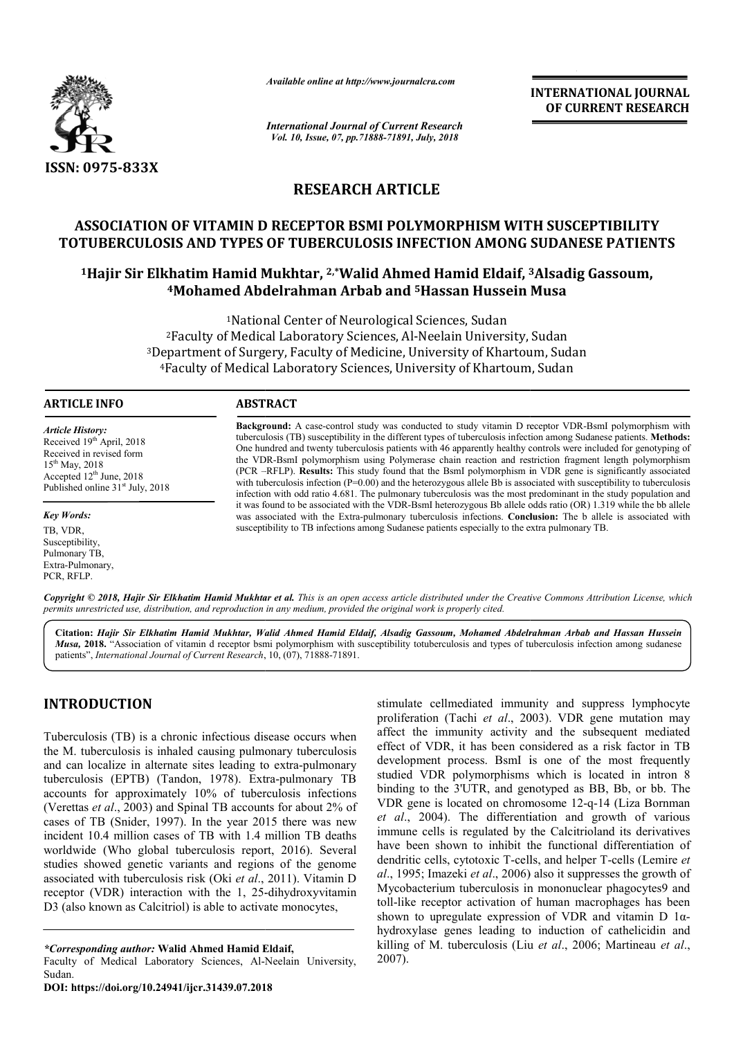ISSN: 0975-833X

*Available online at http://www.journalcra.com*

*International Journal of Current Research*
*Vol. 10, Issue, 07, pp.71888-71891, July, 2018*

**INTERNATIONAL JOURNAL OF CURRENT RESEARCH**

## RESEARCH ARTICLE

# ASSOCIATION OF VITAMIN D RECEPTOR BSMI POLYMORPHISM WITH SUSCEPTIBILITY TOTUBERCULOSIS AND TYPES OF TUBERCULOSIS INFECTION AMONG SUDANESE PATIENTS

**[1]Hajir Sir Elkhatim Hamid Mukhtar, [2,*]Walid Ahmed Hamid Eldaif, [3]Alsadig Gassoum, [4]Mohamed Abdelrahman Arbab and [5]Hassan Hussein Musa**

[1]National Center of Neurological Sciences, Sudan
[2]Faculty of Medical Laboratory Sciences, Al-Neelain University, Sudan
[3]Department of Surgery, Faculty of Medicine, University of Khartoum, Sudan
[4]Faculty of Medical Laboratory Sciences, University of Khartoum, Sudan

### ARTICLE INFO

*Article History:*
Received 19th April, 2018
Received in revised form 15th May, 2018
Accepted 12th June, 2018
Published online 31st July, 2018

*Key Words:*
TB, VDR, Susceptibility, Pulmonary TB, Extra-Pulmonary, PCR, RFLP.

### ABSTRACT

**Background:** A case-control study was conducted to study vitamin D receptor VDR-BsmI polymorphism with tuberculosis (TB) susceptibility in the different types of tuberculosis infection among Sudanese patients. **Methods:** One hundred and twenty tuberculosis patients with 46 apparently healthy controls were included for genotyping of the VDR-BsmI polymorphism using Polymerase chain reaction and restriction fragment length polymorphism (PCR –RFLP). **Results:** This study found that the BsmI polymorphism in VDR gene is significantly associated with tuberculosis infection (P=0.00) and the heterozygous allele Bb is associated with susceptibility to tuberculosis infection with odd ratio 4.681. The pulmonary tuberculosis was the most predominant in the study population and it was found to be associated with the VDR-BsmI heterozygous Bb allele odds ratio (OR) 1.319 while the bb allele was associated with the Extra-pulmonary tuberculosis infections. **Conclusion:** The b allele is associated with susceptibility to TB infections among Sudanese patients especially to the extra pulmonary TB.

*Copyright © 2018, Hajir Sir Elkhatim Hamid Mukhtar et al. This is an open access article distributed under the Creative Commons Attribution License, which permits unrestricted use, distribution, and reproduction in any medium, provided the original work is properly cited.*

**Citation:** *Hajir Sir Elkhatim Hamid Mukhtar, Walid Ahmed Hamid Eldaif, Alsadig Gassoum, Mohamed Abdelrahman Arbab and Hassan Hussein Musa,* **2018.** "Association of vitamin d receptor bsmi polymorphism with susceptibility totuberculosis and types of tuberculosis infection among sudanese patients", *International Journal of Current Research*, 10, (07), 71888-71891.

## INTRODUCTION

Tuberculosis (TB) is a chronic infectious disease occurs when the M. tuberculosis is inhaled causing pulmonary tuberculosis and can localize in alternate sites leading to extra-pulmonary tuberculosis (EPTB) (Tandon, 1978). Extra-pulmonary TB accounts for approximately 10% of tuberculosis infections (Verettas *et al*., 2003) and Spinal TB accounts for about 2% of cases of TB (Snider, 1997). In the year 2015 there was new incident 10.4 million cases of TB with 1.4 million TB deaths worldwide (Who global tuberculosis report, 2016). Several studies showed genetic variants and regions of the genome associated with tuberculosis risk (Oki *et al*., 2011). Vitamin D receptor (VDR) interaction with the 1, 25-dihydroxyvitamin D3 (also known as Calcitriol) is able to activate monocytes, stimulate cellmediated immunity and suppress lymphocyte proliferation (Tachi *et al*., 2003). VDR gene mutation may affect the immunity activity and the subsequent mediated effect of VDR, it has been considered as a risk factor in TB development process. BsmI is one of the most frequently studied VDR polymorphisms which is located in intron 8 binding to the 3'UTR, and genotyped as BB, Bb, or bb. The VDR gene is located on chromosome 12-q-14 (Liza Bornman *et al*., 2004). The differentiation and growth of various immune cells is regulated by the Calcitrioland its derivatives have been shown to inhibit the functional differentiation of dendritic cells, cytotoxic T-cells, and helper T-cells (Lemire *et al*., 1995; Imazeki *et al*., 2006) also it suppresses the growth of Mycobacterium tuberculosis in mononuclear phagocytes9 and toll-like receptor activation of human macrophages has been shown to upregulate expression of VDR and vitamin D 1α-hydroxylase genes leading to induction of cathelicidin and killing of M. tuberculosis (Liu *et al*., 2006; Martineau *et al*., 2007).

***Corresponding author:** **Walid Ahmed Hamid Eldaif,**
Faculty of Medical Laboratory Sciences, Al-Neelain University, Sudan.

**DOI: https://doi.org/10.24941/ijcr.31439.07.2018**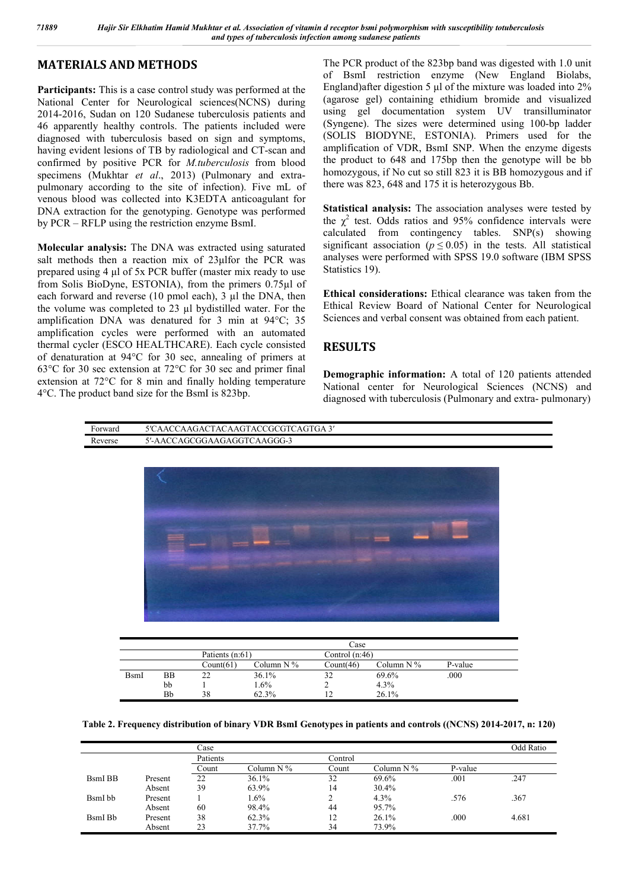## MATERIALS AND METHODS

**Participants:** This is a case control study was performed at the National Center for Neurological sciences(NCNS) during 2014-2016, Sudan on 120 Sudanese tuberculosis patients and 46 apparently healthy controls. The patients included were diagnosed with tuberculosis based on sign and symptoms, having evident lesions of TB by radiological and CT-scan and confirmed by positive PCR for *M.tuberculosis* from blood specimens (Mukhtar *et al*., 2013) (Pulmonary and extra-pulmonary according to the site of infection). Five mL of venous blood was collected into K3EDTA anticoagulant for DNA extraction for the genotyping. Genotype was performed by PCR – RFLP using the restriction enzyme BsmI.

**Molecular analysis:** The DNA was extracted using saturated salt methods then a reaction mix of 23µlfor the PCR was prepared using 4 µl of 5x PCR buffer (master mix ready to use from Solis BioDyne, ESTONIA), from the primers 0.75µl of each forward and reverse (10 pmol each), 3 µl the DNA, then the volume was completed to 23 µl bydistilled water. For the amplification DNA was denatured for 3 min at 94°C; 35 amplification cycles were performed with an automated thermal cycler (ESCO HEALTHCARE). Each cycle consisted of denaturation at 94°C for 30 sec, annealing of primers at 63°C for 30 sec extension at 72°C for 30 sec and primer final extension at 72°C for 8 min and finally holding temperature 4°C. The product band size for the BsmI is 823bp.

The PCR product of the 823bp band was digested with 1.0 unit of BsmI restriction enzyme (New England Biolabs, England)after digestion 5 µl of the mixture was loaded into 2% (agarose gel) containing ethidium bromide and visualized using gel documentation system UV transilluminator (Syngene). The sizes were determined using 100-bp ladder (SOLIS BIODYNE, ESTONIA). Primers used for the amplification of VDR, BsmI SNP. When the enzyme digests the product to 648 and 175bp then the genotype will be bb homozygous, if No cut so still 823 it is BB homozygous and if there was 823, 648 and 175 it is heterozygous Bb.

**Statistical analysis:** The association analyses were tested by the $\chi^2$ test. Odds ratios and 95% confidence intervals were calculated from contingency tables. SNP(s) showing significant association ($p \leq 0.05$) in the tests. All statistical analyses were performed with SPSS 19.0 software (IBM SPSS Statistics 19).

**Ethical considerations:** Ethical clearance was taken from the Ethical Review Board of National Center for Neurological Sciences and verbal consent was obtained from each patient.

## RESULTS

**Demographic information:** A total of 120 patients attended National center for Neurological Sciences (NCNS) and diagnosed with tuberculosis (Pulmonary and extra- pulmonary)

| | |
|---|---|
| Forward | 5′CAACCAAGACTACAAGTACCGCGTCAGTGA 3′ |
| Reverse | 5′-AACCAGCGGAAGAGGTCAAGGG-3 |

| | | Case | | | | |
|---|---|---|---|---|---|---|
| | | Patients (n:61) | | Control (n:46) | | |
| | | Count(61) | Column N % | Count(46) | Column N % | P-value |
| BsmI | BB | 22 | 36.1% | 32 | 69.6% | .000 |
| | bb | 1 | 1.6% | 2 | 4.3% | |
| | Bb | 38 | 62.3% | 12 | 26.1% | |

**Table 2. Frequency distribution of binary VDR BsmI Genotypes in patients and controls ((NCNS) 2014-2017, n: 120)**

| | | Case | | | | | Odd Ratio |
|---|---|---|---|---|---|---|---|
| | | Patients | | Control | | | |
| | | Count | Column N % | Count | Column N % | P-value | |
| BsmI BB | Present | 22 | 36.1% | 32 | 69.6% | .001 | .247 |
| | Absent | 39 | 63.9% | 14 | 30.4% | | |
| BsmI bb | Present | 1 | 1.6% | 2 | 4.3% | .576 | .367 |
| | Absent | 60 | 98.4% | 44 | 95.7% | | |
| BsmI Bb | Present | 38 | 62.3% | 12 | 26.1% | .000 | 4.681 |
| | Absent | 23 | 37.7% | 34 | 73.9% | | |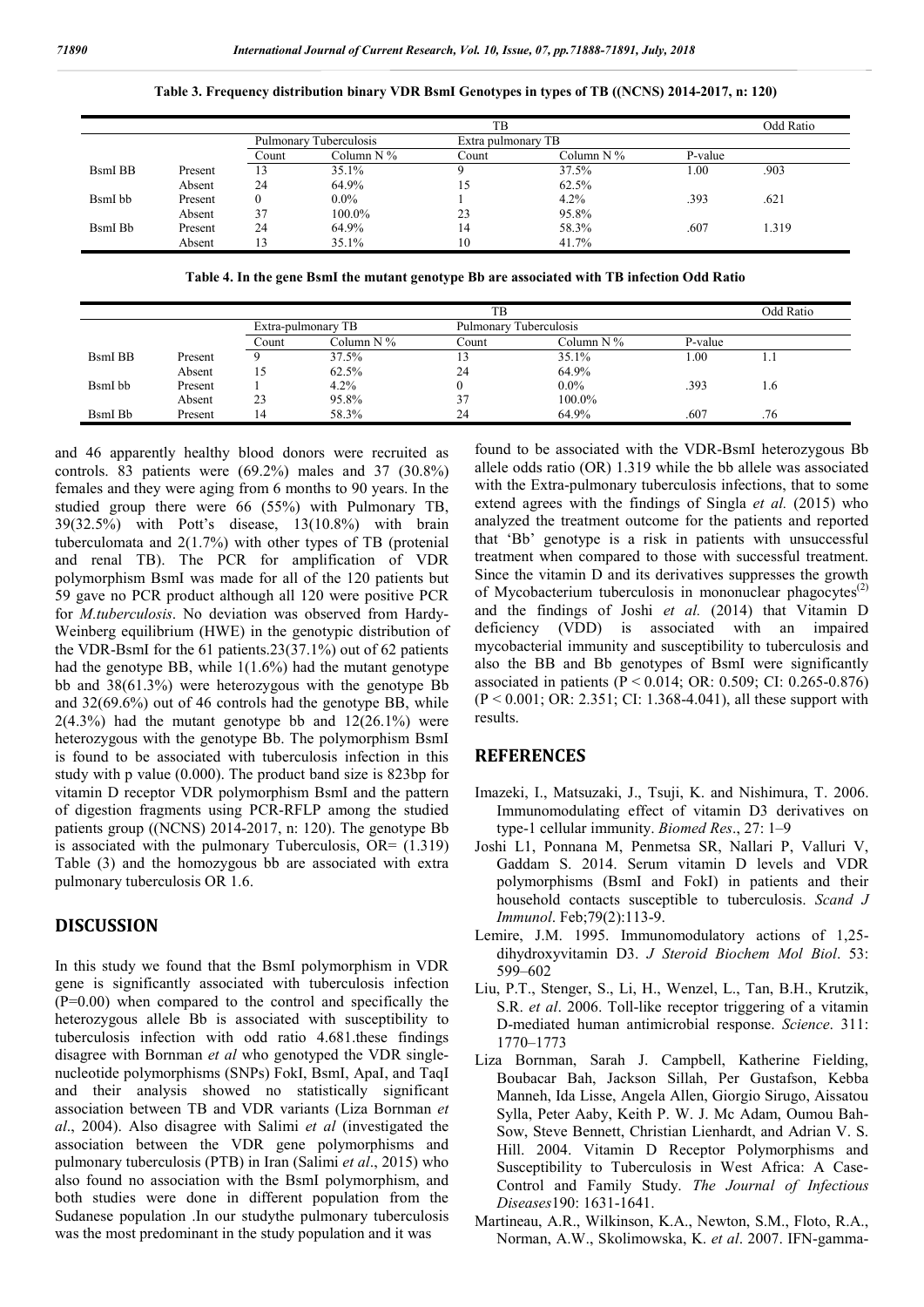**Table 3. Frequency distribution binary VDR BsmI Genotypes in types of TB ((NCNS) 2014-2017, n: 120)**

| | | TB | | | | | Odd Ratio |
|---|---|---|---|---|---|---|---|
| | | Pulmonary Tuberculosis | | Extra pulmonary TB | | | |
| | | Count | Column N % | Count | Column N % | P-value | |
| BsmI BB | Present | 13 | 35.1% | 9 | 37.5% | 1.00 | .903 |
| | Absent | 24 | 64.9% | 15 | 62.5% | | |
| BsmI bb | Present | 0 | 0.0% | 1 | 4.2% | .393 | .621 |
| | Absent | 37 | 100.0% | 23 | 95.8% | | |
| BsmI Bb | Present | 24 | 64.9% | 14 | 58.3% | .607 | 1.319 |
| | Absent | 13 | 35.1% | 10 | 41.7% | | |

**Table 4. In the gene BsmI the mutant genotype Bb are associated with TB infection Odd Ratio**

| | | TB | | | | | Odd Ratio |
|---|---|---|---|---|---|---|---|
| | | Extra-pulmonary TB | | Pulmonary Tuberculosis | | | |
| | | Count | Column N % | Count | Column N % | P-value | |
| BsmI BB | Present | 9 | 37.5% | 13 | 35.1% | 1.00 | 1.1 |
| | Absent | 15 | 62.5% | 24 | 64.9% | | |
| BsmI bb | Present | 1 | 4.2% | 0 | 0.0% | .393 | 1.6 |
| | Absent | 23 | 95.8% | 37 | 100.0% | | |
| BsmI Bb | Present | 14 | 58.3% | 24 | 64.9% | .607 | .76 |

and 46 apparently healthy blood donors were recruited as controls. 83 patients were (69.2%) males and 37 (30.8%) females and they were aging from 6 months to 90 years. In the studied group there were 66 (55%) with Pulmonary TB, 39(32.5%) with Pott's disease, 13(10.8%) with brain tuberculomata and 2(1.7%) with other types of TB (protenial and renal TB). The PCR for amplification of VDR polymorphism BsmI was made for all of the 120 patients but 59 gave no PCR product although all 120 were positive PCR for *M.tuberculosis*. No deviation was observed from Hardy-Weinberg equilibrium (HWE) in the genotypic distribution of the VDR-BsmI for the 61 patients.23(37.1%) out of 62 patients had the genotype BB, while 1(1.6%) had the mutant genotype bb and 38(61.3%) were heterozygous with the genotype Bb and 32(69.6%) out of 46 controls had the genotype BB, while 2(4.3%) had the mutant genotype bb and 12(26.1%) were heterozygous with the genotype Bb. The polymorphism BsmI is found to be associated with tuberculosis infection in this study with p value (0.000). The product band size is 823bp for vitamin D receptor VDR polymorphism BsmI and the pattern of digestion fragments using PCR-RFLP among the studied patients group ((NCNS) 2014-2017, n: 120). The genotype Bb is associated with the pulmonary Tuberculosis, OR= (1.319) Table (3) and the homozygous bb are associated with extra pulmonary tuberculosis OR 1.6.

## DISCUSSION

In this study we found that the BsmI polymorphism in VDR gene is significantly associated with tuberculosis infection (P=0.00) when compared to the control and specifically the heterozygous allele Bb is associated with susceptibility to tuberculosis infection with odd ratio 4.681.these findings disagree with Bornman *et al* who genotyped the VDR single-nucleotide polymorphisms (SNPs) FokI, BsmI, ApaI, and TaqI and their analysis showed no statistically significant association between TB and VDR variants (Liza Bornman *et al*., 2004). Also disagree with Salimi *et al* (investigated the association between the VDR gene polymorphisms and pulmonary tuberculosis (PTB) in Iran (Salimi *et al*., 2015) who also found no association with the BsmI polymorphism, and both studies were done in different population from the Sudanese population .In our studythe pulmonary tuberculosis was the most predominant in the study population and it was found to be associated with the VDR-BsmI heterozygous Bb allele odds ratio (OR) 1.319 while the bb allele was associated with the Extra-pulmonary tuberculosis infections, that to some extend agrees with the findings of Singla *et al.* (2015) who analyzed the treatment outcome for the patients and reported that 'Bb' genotype is a risk in patients with unsuccessful treatment when compared to those with successful treatment. Since the vitamin D and its derivatives suppresses the growth of Mycobacterium tuberculosis in mononuclear phagocytes[(2)] and the findings of Joshi *et al.* (2014) that Vitamin D deficiency (VDD) is associated with an impaired mycobacterial immunity and susceptibility to tuberculosis and also the BB and Bb genotypes of BsmI were significantly associated in patients ($P < 0.014$; OR: 0.509; CI: 0.265-0.876) ($P < 0.001$; OR: 2.351; CI: 1.368-4.041), all these support with results.

## REFERENCES

Imazeki, I., Matsuzaki, J., Tsuji, K. and Nishimura, T. 2006. Immunomodulating effect of vitamin D3 derivatives on type-1 cellular immunity. *Biomed Res*., 27: 1–9

Joshi L1, Ponnana M, Penmetsa SR, Nallari P, Valluri V, Gaddam S. 2014. Serum vitamin D levels and VDR polymorphisms (BsmI and FokI) in patients and their household contacts susceptible to tuberculosis. *Scand J Immunol*. Feb;79(2):113-9.

Lemire, J.M. 1995. Immunomodulatory actions of 1,25-dihydroxyvitamin D3. *J Steroid Biochem Mol Biol*. 53: 599–602

Liu, P.T., Stenger, S., Li, H., Wenzel, L., Tan, B.H., Krutzik, S.R. *et al*. 2006. Toll-like receptor triggering of a vitamin D-mediated human antimicrobial response. *Science*. 311: 1770–1773

Liza Bornman, Sarah J. Campbell, Katherine Fielding, Boubacar Bah, Jackson Sillah, Per Gustafson, Kebba Manneh, Ida Lisse, Angela Allen, Giorgio Sirugo, Aissatou Sylla, Peter Aaby, Keith P. W. J. Mc Adam, Oumou Bah-Sow, Steve Bennett, Christian Lienhardt, and Adrian V. S. Hill. 2004. Vitamin D Receptor Polymorphisms and Susceptibility to Tuberculosis in West Africa: A Case-Control and Family Study. *The Journal of Infectious Diseases*190: 1631-1641.

Martineau, A.R., Wilkinson, K.A., Newton, S.M., Floto, R.A., Norman, A.W., Skolimowska, K. *et al*. 2007. IFN-gamma-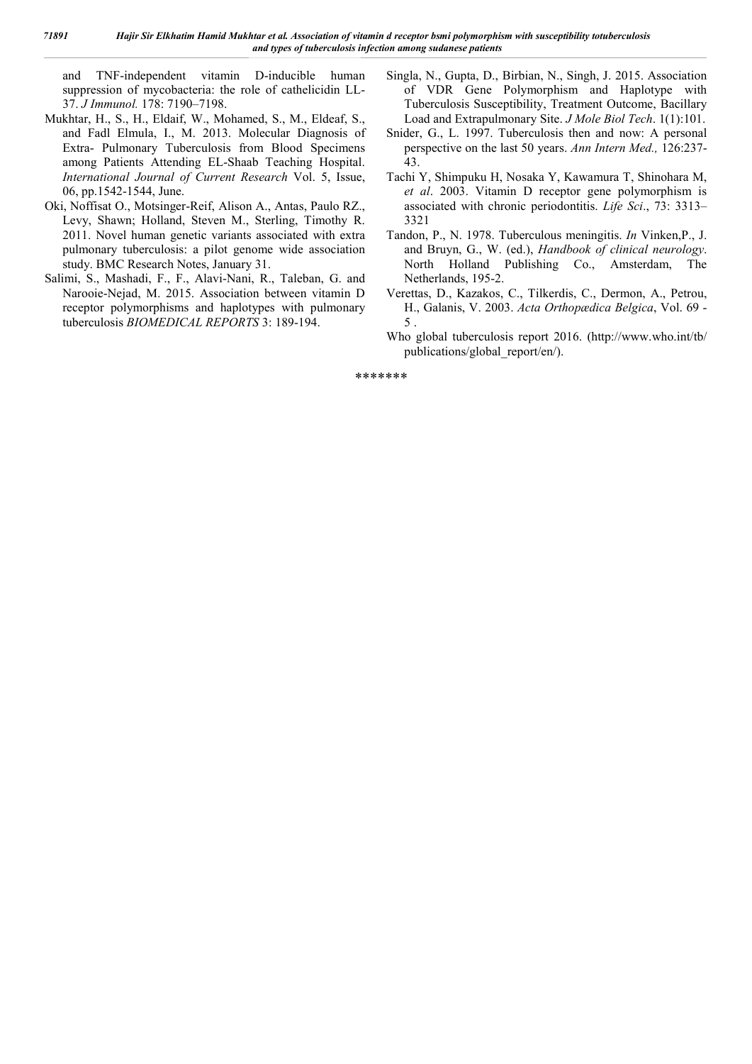and TNF-independent vitamin D-inducible human suppression of mycobacteria: the role of cathelicidin LL-37. *J Immunol.* 178: 7190–7198.

Mukhtar, H., S., H., Eldaif, W., Mohamed, S., M., Eldeaf, S., and Fadl Elmula, I., M. 2013. Molecular Diagnosis of Extra- Pulmonary Tuberculosis from Blood Specimens among Patients Attending EL-Shaab Teaching Hospital. *International Journal of Current Research* Vol. 5, Issue, 06, pp.1542-1544, June.

Oki, Noffisat O., Motsinger-Reif, Alison A., Antas, Paulo RZ., Levy, Shawn; Holland, Steven M., Sterling, Timothy R. 2011. Novel human genetic variants associated with extra pulmonary tuberculosis: a pilot genome wide association study. BMC Research Notes, January 31.

Salimi, S., Mashadi, F., F., Alavi-Nani, R., Taleban, G. and Narooie-Nejad, M. 2015. Association between vitamin D receptor polymorphisms and haplotypes with pulmonary tuberculosis *BIOMEDICAL REPORTS* 3: 189-194.

Singla, N., Gupta, D., Birbian, N., Singh, J. 2015. Association of VDR Gene Polymorphism and Haplotype with Tuberculosis Susceptibility, Treatment Outcome, Bacillary Load and Extrapulmonary Site. *J Mole Biol Tech*. 1(1):101.

Snider, G., L. 1997. Tuberculosis then and now: A personal perspective on the last 50 years. *Ann Intern Med.,* 126:237-43.

Tachi Y, Shimpuku H, Nosaka Y, Kawamura T, Shinohara M, *et al*. 2003. Vitamin D receptor gene polymorphism is associated with chronic periodontitis. *Life Sci*., 73: 3313–3321

Tandon, P., N. 1978. Tuberculous meningitis. *In* Vinken,P., J. and Bruyn, G., W. (ed.), *Handbook of clinical neurology*. North Holland Publishing Co., Amsterdam, The Netherlands, 195-2.

Verettas, D., Kazakos, C., Tilkerdis, C., Dermon, A., Petrou, H., Galanis, V. 2003. *Acta Orthopædica Belgica*, Vol. 69 - 5 .

Who global tuberculosis report 2016. (http://www.who.int/tb/publications/global_report/en/).

*******